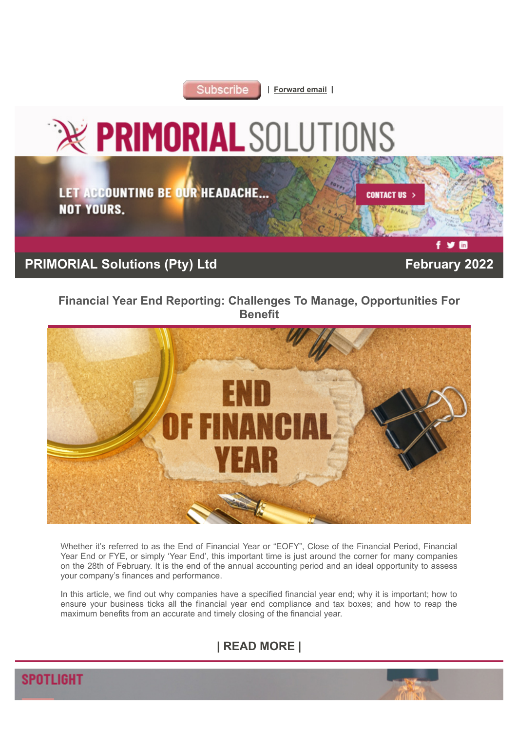Subscribe | Forward email |

# PRIMORIAL SOLUTIONS

LET ACCOUNTING BE OUR HEADACHE... NOT YOURS.

CONTACT US >

**PRIMORIAL Solutions (Pty) Ltd** **February 2022**

## Financial Year End Reporting: Challenges To Manage, Opportunities For Benefit

Whether it's referred to as the End of Financial Year or "EOFY", Close of the Financial Period, Financial Year End or FYE, or simply 'Year End', this important time is just around the corner for many companies on the 28th of February. It is the end of the annual accounting period and an ideal opportunity to assess your company's finances and performance.

In this article, we find out why companies have a specified financial year end; why it is important; how to ensure your business ticks all the financial year end compliance and tax boxes; and how to reap the maximum benefits from an accurate and timely closing of the financial year.

**| READ MORE |**

## SPOTLIGHT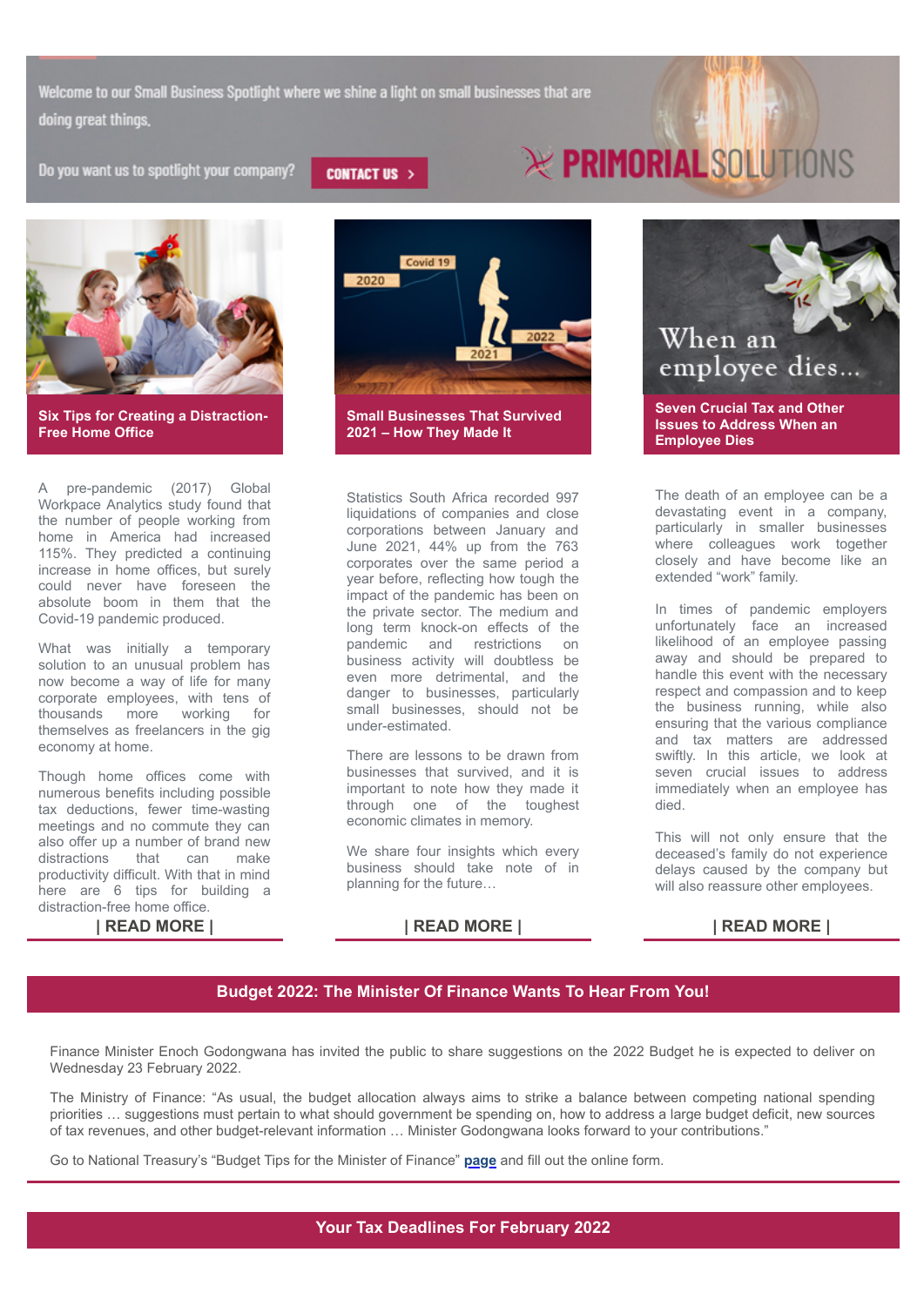Welcome to our Small Business Spotlight where we shine a light on small businesses that are doing great things.

Do you want us to spotlight your company? **CONTACT US >**

PRIMORIAL SOLUTIONS

## Six Tips for Creating a Distraction-Free Home Office

A pre-pandemic (2017) Global Workpace Analytics study found that the number of people working from home in America had increased 115%. They predicted a continuing increase in home offices, but surely could never have foreseen the absolute boom in them that the Covid-19 pandemic produced.

What was initially a temporary solution to an unusual problem has now become a way of life for many corporate employees, with tens of thousands more working for themselves as freelancers in the gig economy at home.

Though home offices come with numerous benefits including possible tax deductions, fewer time-wasting meetings and no commute they can also offer up a number of brand new distractions that can make productivity difficult. With that in mind here are 6 tips for building a distraction-free home office.

**| READ MORE |**

## Small Businesses That Survived 2021 – How They Made It

Statistics South Africa recorded 997 liquidations of companies and close corporations between January and June 2021, 44% up from the 763 corporates over the same period a year before, reflecting how tough the impact of the pandemic has been on the private sector. The medium and long term knock-on effects of the pandemic and restrictions on business activity will doubtless be even more detrimental, and the danger to businesses, particularly small businesses, should not be under-estimated.

There are lessons to be drawn from businesses that survived, and it is important to note how they made it through one of the toughest economic climates in memory.

We share four insights which every business should take note of in planning for the future…

**| READ MORE |**

## Seven Crucial Tax and Other Issues to Address When an Employee Dies

The death of an employee can be a devastating event in a company, particularly in smaller businesses where colleagues work together closely and have become like an extended "work" family.

In times of pandemic employers unfortunately face an increased likelihood of an employee passing away and should be prepared to handle this event with the necessary respect and compassion and to keep the business running, while also ensuring that the various compliance and tax matters are addressed swiftly. In this article, we look at seven crucial issues to address immediately when an employee has died.

This will not only ensure that the deceased's family do not experience delays caused by the company but will also reassure other employees.

**| READ MORE |**

## Budget 2022: The Minister Of Finance Wants To Hear From You!

Finance Minister Enoch Godongwana has invited the public to share suggestions on the 2022 Budget he is expected to deliver on Wednesday 23 February 2022.

The Ministry of Finance: "As usual, the budget allocation always aims to strike a balance between competing national spending priorities … suggestions must pertain to what should government be spending on, how to address a large budget deficit, new sources of tax revenues, and other budget-relevant information … Minister Godongwana looks forward to your contributions."

Go to National Treasury's "Budget Tips for the Minister of Finance" **page** and fill out the online form.

## Your Tax Deadlines For February 2022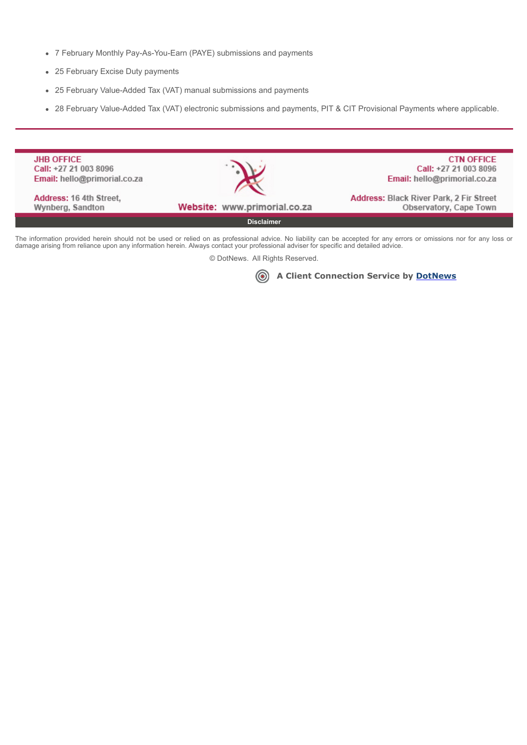- 7 February Monthly Pay-As-You-Earn (PAYE) submissions and payments
- 25 February Excise Duty payments
- 25 February Value-Added Tax (VAT) manual submissions and payments
- 28 February Value-Added Tax (VAT) electronic submissions and payments, PIT & CIT Provisional Payments where applicable.

---

**JHB OFFICE**
**Call:** +27 21 003 8096
**Email:** hello@primorial.co.za

**Address:** 16 4th Street,
Wynberg, Sandton

**CTN OFFICE**
**Call:** +27 21 003 8096
**Email:** hello@primorial.co.za

**Address:** Black River Park, 2 Fir Street
Observatory, Cape Town

**Website:** www.primorial.co.za

**Disclaimer**

The information provided herein should not be used or relied on as professional advice. No liability can be accepted for any errors or omissions nor for any loss or damage arising from reliance upon any information herein. Always contact your professional adviser for specific and detailed advice.

© DotNews. All Rights Reserved.

**A Client Connection Service by DotNews**